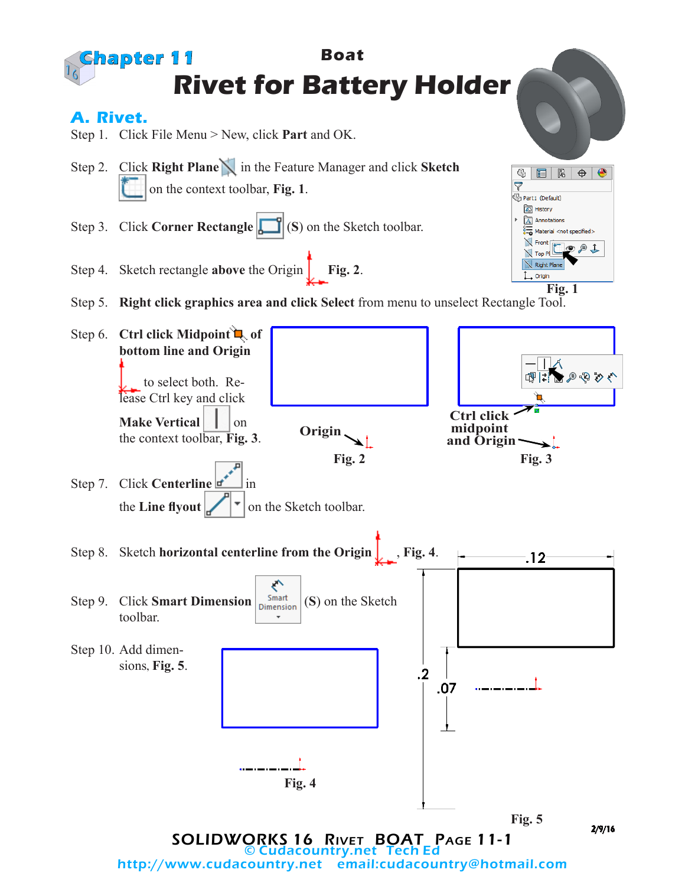# Chapter 11

## Boat

# Rivet for Battery Holder

## A. Rivet.

Step 1. Click File Menu > New, click **Part** and OK.

Step 2. Click **Right Plane** in the Feature Manager and click **Sketch** on the context toolbar, **Fig. 1**.

Step 3. Click **Corner Rectangle** (**S**) on the Sketch toolbar.

Step 4. Sketch rectangle **above** the Origin **Fig. 2**.

Step 5. **Right click graphics area and click Select** from menu to unselect Rectangle Tool.

Step 6. **Ctrl click Midpoint of bottom line and Origin** to select both. Release Ctrl key and click **Make Vertical** on the context toolbar, **Fig. 3**.

Fig. 1

Origin

Fig. 2

Ctrl click midpoint and Origin

Fig. 3

Step 7. Click **Centerline** in the **Line flyout** on the Sketch toolbar.

Step 8. Sketch **horizontal centerline from the Origin**, **Fig. 4**.

Step 9. Click **Smart Dimension** (**S**) on the Sketch toolbar.

Step 10. Add dimensions, **Fig. 5**.

Fig. 4

.12

.2

.07

Fig. 5

2/9/16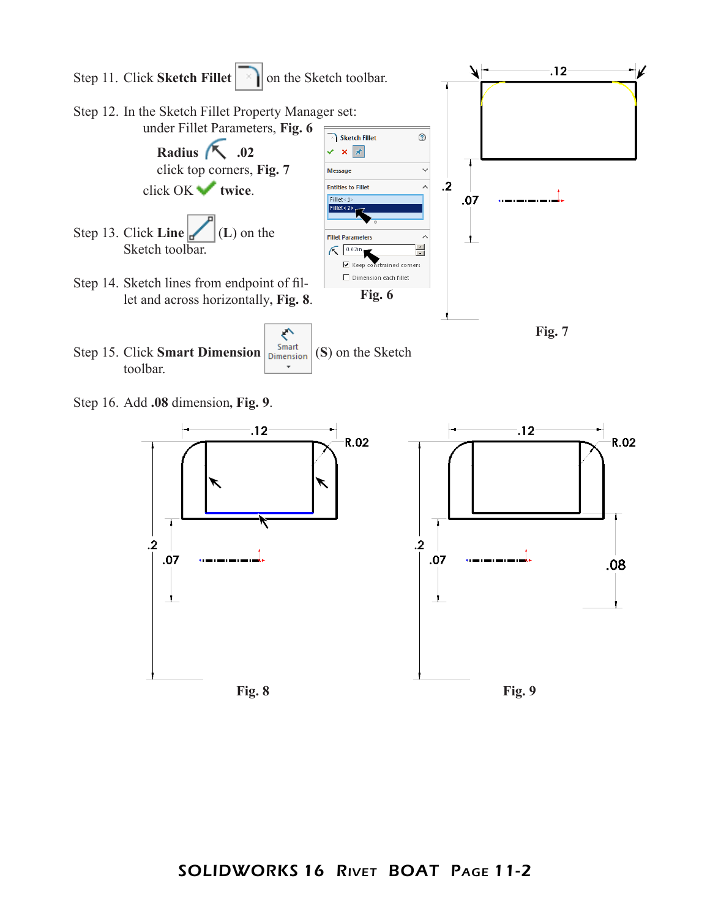Step 11. Click **Sketch Fillet** on the Sketch toolbar.

Step 12. In the Sketch Fillet Property Manager set:

under Fillet Parameters, **Fig. 6**

**Radius** **.02**

click top corners, **Fig. 7**

click OK **twice**.

Fig. 6

Fig. 7

Step 13. Click **Line** (**L**) on the Sketch toolbar.

Step 14. Sketch lines from endpoint of fillet and across horizontally, **Fig. 8**.

Step 15. Click **Smart Dimension** (**S**) on the Sketch toolbar.

Step 16. Add **.08** dimension, **Fig. 9**.

Fig. 8

Fig. 9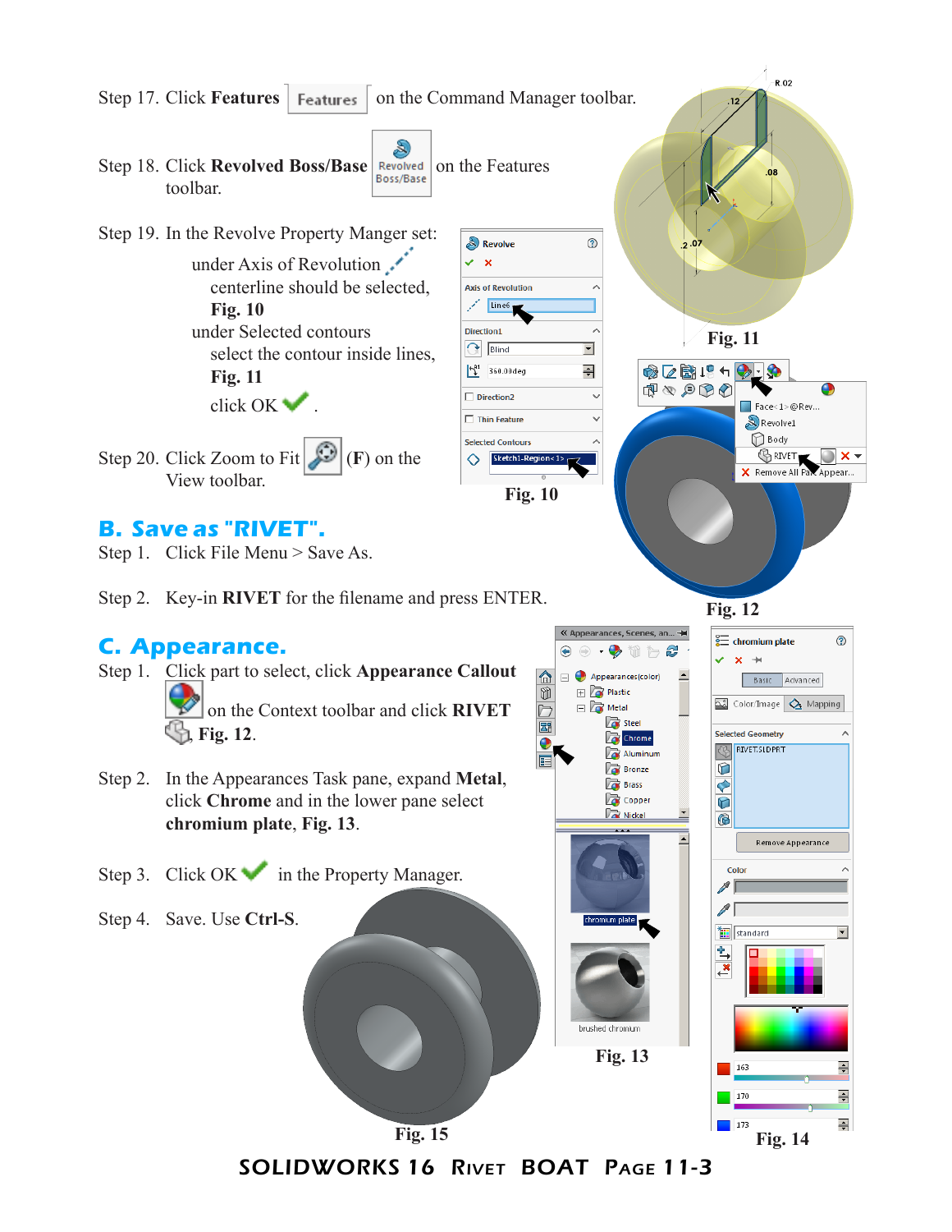Step 17. Click **Features** Features on the Command Manager toolbar.

Step 18. Click **Revolved Boss/Base** Revolved Boss/Base on the Features toolbar.

Step 19. In the Revolve Property Manger set:

under Axis of Revolution
centerline should be selected, **Fig. 10**

under Selected contours
select the contour inside lines, **Fig. 11**

click OK .

Step 20. Click Zoom to Fit (**F**) on the View toolbar.

Fig. 10

Fig. 11

Fig. 12

## B. Save as "RIVET".

Step 1. Click File Menu > Save As.

Step 2. Key-in **RIVET** for the filename and press ENTER.

## C. Appearance.

Step 1. Click part to select, click **Appearance Callout** on the Context toolbar and click **RIVET** , **Fig. 12**.

Step 2. In the Appearances Task pane, expand **Metal**, click **Chrome** and in the lower pane select **chromium plate**, **Fig. 13**.

Step 3. Click OK in the Property Manager.

Step 4. Save. Use **Ctrl-S**.

Fig. 13

Fig. 14

Fig. 15